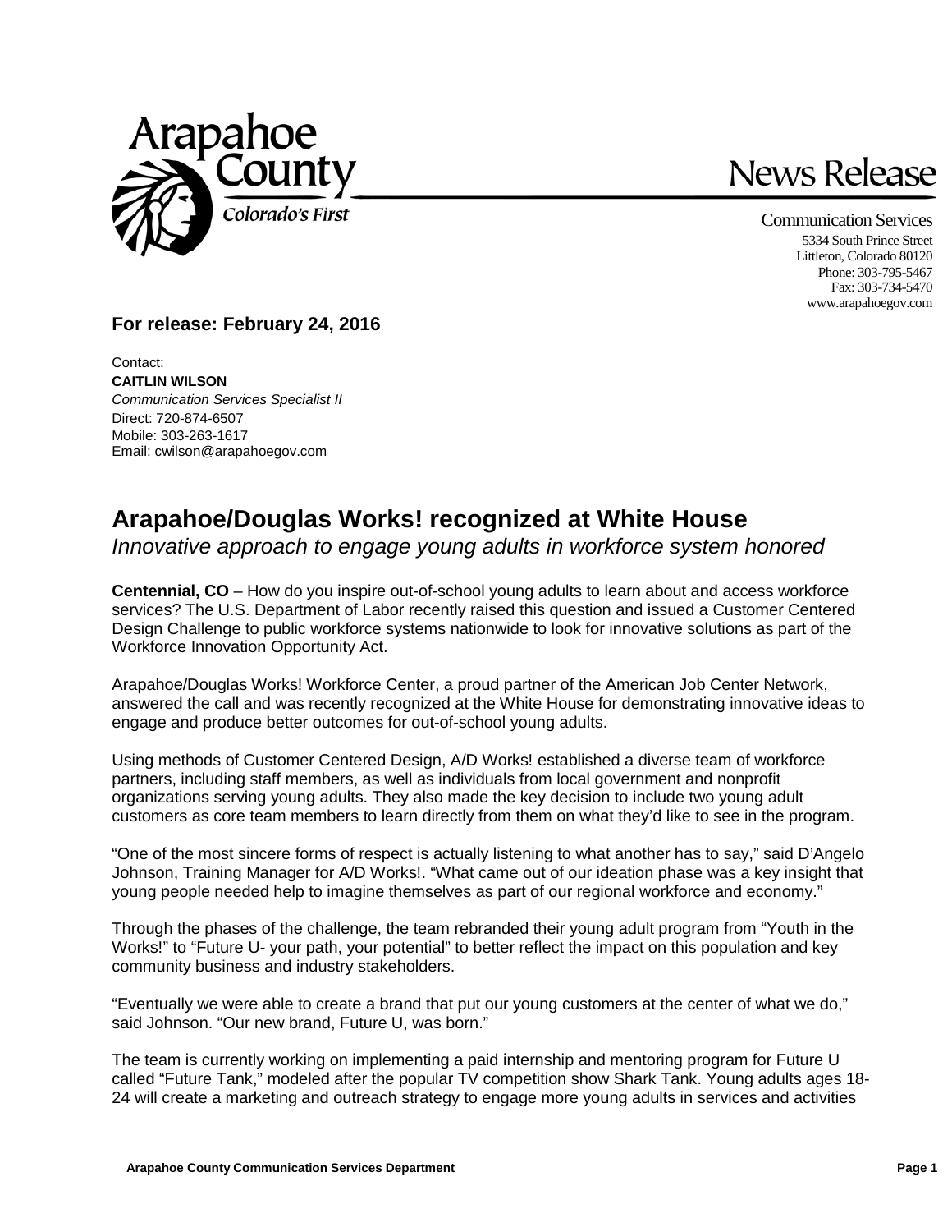Arapahoe County
Colorado's First

# News Release

Communication Services
5334 South Prince Street
Littleton, Colorado 80120
Phone: 303-795-5467
Fax: 303-734-5470
www.arapahoegov.com

**For release: February 24, 2016**

Contact:
**CAITLIN WILSON**
*Communication Services Specialist II*
Direct: 720-874-6507
Mobile: 303-263-1617
Email: cwilson@arapahoegov.com

## Arapahoe/Douglas Works! recognized at White House

*Innovative approach to engage young adults in workforce system honored*

**Centennial, CO** – How do you inspire out-of-school young adults to learn about and access workforce services? The U.S. Department of Labor recently raised this question and issued a Customer Centered Design Challenge to public workforce systems nationwide to look for innovative solutions as part of the Workforce Innovation Opportunity Act.

Arapahoe/Douglas Works! Workforce Center, a proud partner of the American Job Center Network, answered the call and was recently recognized at the White House for demonstrating innovative ideas to engage and produce better outcomes for out-of-school young adults.

Using methods of Customer Centered Design, A/D Works! established a diverse team of workforce partners, including staff members, as well as individuals from local government and nonprofit organizations serving young adults. They also made the key decision to include two young adult customers as core team members to learn directly from them on what they'd like to see in the program.

"One of the most sincere forms of respect is actually listening to what another has to say," said D'Angelo Johnson, Training Manager for A/D Works!. "What came out of our ideation phase was a key insight that young people needed help to imagine themselves as part of our regional workforce and economy."

Through the phases of the challenge, the team rebranded their young adult program from "Youth in the Works!" to "Future U- your path, your potential" to better reflect the impact on this population and key community business and industry stakeholders.

"Eventually we were able to create a brand that put our young customers at the center of what we do," said Johnson. "Our new brand, Future U, was born."

The team is currently working on implementing a paid internship and mentoring program for Future U called "Future Tank," modeled after the popular TV competition show Shark Tank. Young adults ages 18-24 will create a marketing and outreach strategy to engage more young adults in services and activities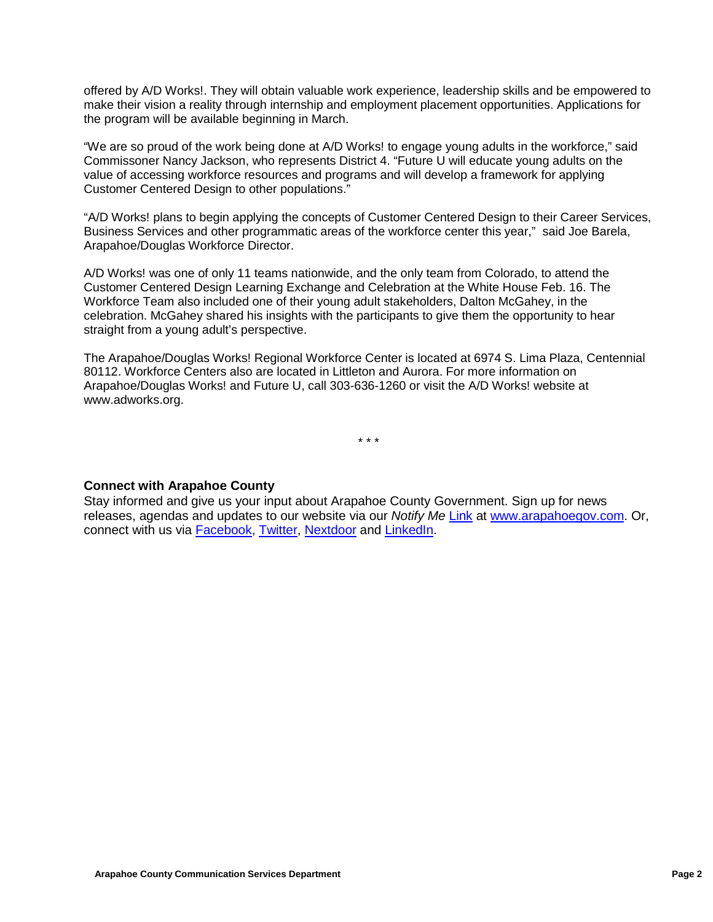offered by A/D Works!. They will obtain valuable work experience, leadership skills and be empowered to make their vision a reality through internship and employment placement opportunities. Applications for the program will be available beginning in March.

"We are so proud of the work being done at A/D Works! to engage young adults in the workforce," said Commissoner Nancy Jackson, who represents District 4. "Future U will educate young adults on the value of accessing workforce resources and programs and will develop a framework for applying Customer Centered Design to other populations."

"A/D Works! plans to begin applying the concepts of Customer Centered Design to their Career Services, Business Services and other programmatic areas of the workforce center this year," said Joe Barela, Arapahoe/Douglas Workforce Director.

A/D Works! was one of only 11 teams nationwide, and the only team from Colorado, to attend the Customer Centered Design Learning Exchange and Celebration at the White House Feb. 16. The Workforce Team also included one of their young adult stakeholders, Dalton McGahey, in the celebration. McGahey shared his insights with the participants to give them the opportunity to hear straight from a young adult's perspective.

The Arapahoe/Douglas Works! Regional Workforce Center is located at 6974 S. Lima Plaza, Centennial 80112. Workforce Centers also are located in Littleton and Aurora. For more information on Arapahoe/Douglas Works! and Future U, call 303-636-1260 or visit the A/D Works! website at www.adworks.org.

\* \* \*

**Connect with Arapahoe County**

Stay informed and give us your input about Arapahoe County Government. Sign up for news releases, agendas and updates to our website via our *Notify Me* Link at www.arapahoegov.com. Or, connect with us via Facebook, Twitter, Nextdoor and LinkedIn.